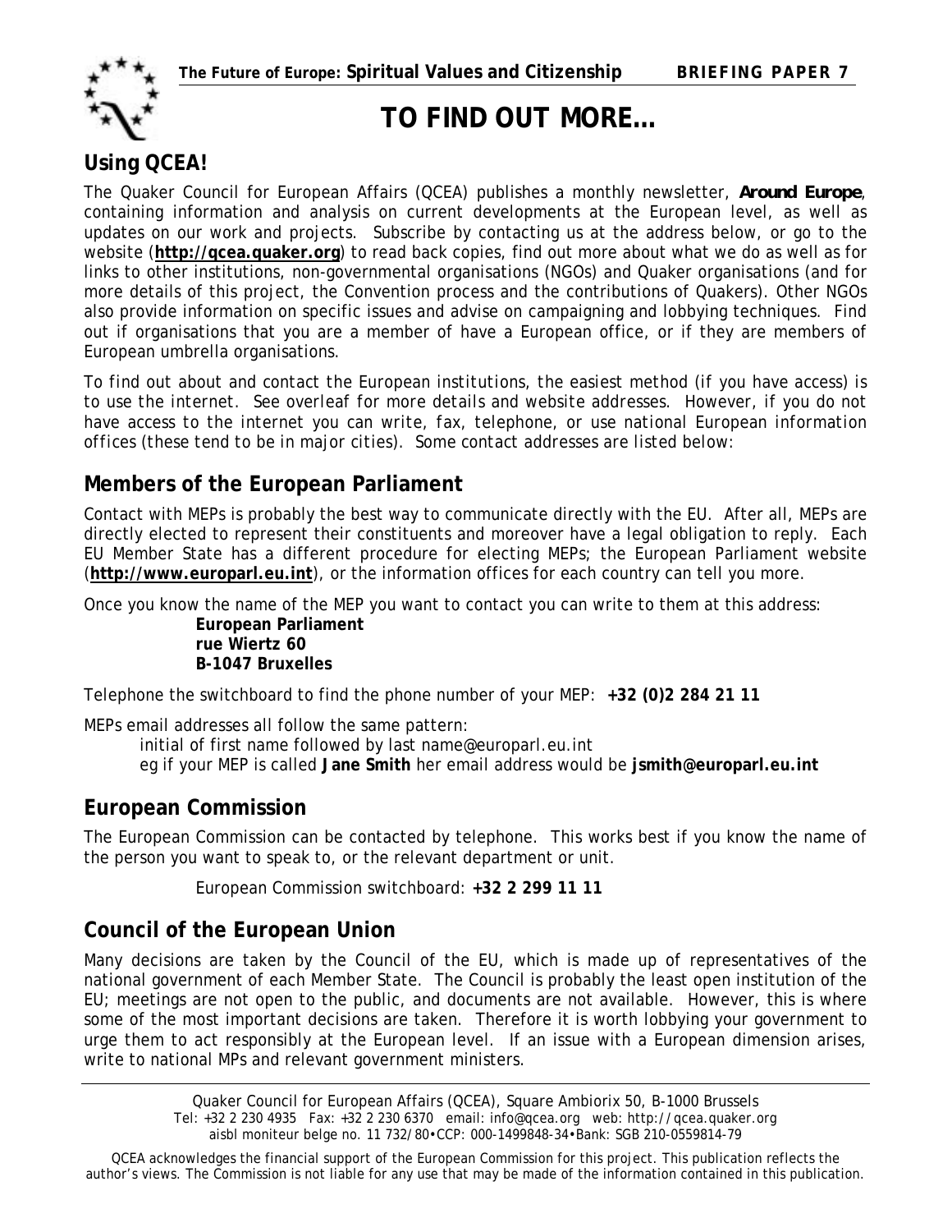# TO FIND OUT MORE…

## Using QCEA!

The Quaker Council for European Affairs (QCEA) publishes a monthly newsletter, **Around Europe**, containing information and analysis on current developments at the European level, as well as updates on our work and projects. Subscribe by contacting us at the address below, or go to the website (**http://qcea.quaker.org**) to read back copies, find out more about what we do as well as for links to other institutions, non-governmental organisations (NGOs) and Quaker organisations (and for more details of this project, the Convention process and the contributions of Quakers). Other NGOs also provide information on specific issues and advise on campaigning and lobbying techniques. Find out if organisations that you are a member of have a European office, or if they are members of European umbrella organisations.

*To find out about and contact the European institutions, the easiest method (if you have access) is to use the internet. See overleaf for more details and website addresses. However, if you do not have access to the internet you can write, fax, telephone, or use national European information offices (these tend to be in major cities). Some contact addresses are listed below:*

## Members of the European Parliament

Contact with MEPs is probably the best way to communicate directly with the EU. After all, MEPs are directly elected to represent their constituents and moreover have a legal obligation to reply. Each EU Member State has a different procedure for electing MEPs; the European Parliament website (**http://www.europarl.eu.int**), or the information offices for each country can tell you more.

Once you know the name of the MEP you want to contact you can write to them at this address:

**European Parliament**
**rue Wiertz 60**
**B-1047 Bruxelles**

Telephone the switchboard to find the phone number of your MEP: **+32 (0)2 284 21 11**

MEPs email addresses all follow the same pattern:

initial of first name followed by last name@europarl.eu.int
eg if your MEP is called **Jane Smith** her email address would be **jsmith@europarl.eu.int**

## European Commission

The European Commission can be contacted by telephone. This works best if you know the name of the person you want to speak to, or the relevant department or unit.

European Commission switchboard: **+32 2 299 11 11**

## Council of the European Union

Many decisions are taken by the Council of the EU, which is made up of representatives of the national government of each Member State. The Council is probably the least open institution of the EU; meetings are not open to the public, and documents are not available. However, this is where some of the most important decisions are taken. Therefore it is worth lobbying your government to urge them to act responsibly at the European level. If an issue with a European dimension arises, write to national MPs and relevant government ministers.

---

Quaker Council for European Affairs (QCEA), Square Ambiorix 50, B-1000 Brussels
Tel: +32 2 230 4935 Fax: +32 2 230 6370 email: info@qcea.org web: http://qcea.quaker.org
aisbl moniteur belge no. 11 732/80•CCP: 000-1499848-34•Bank: SGB 210-0559814-79

QCEA acknowledges the financial support of the European Commission for this project. This publication reflects the author's views. The Commission is not liable for any use that may be made of the information contained in this publication.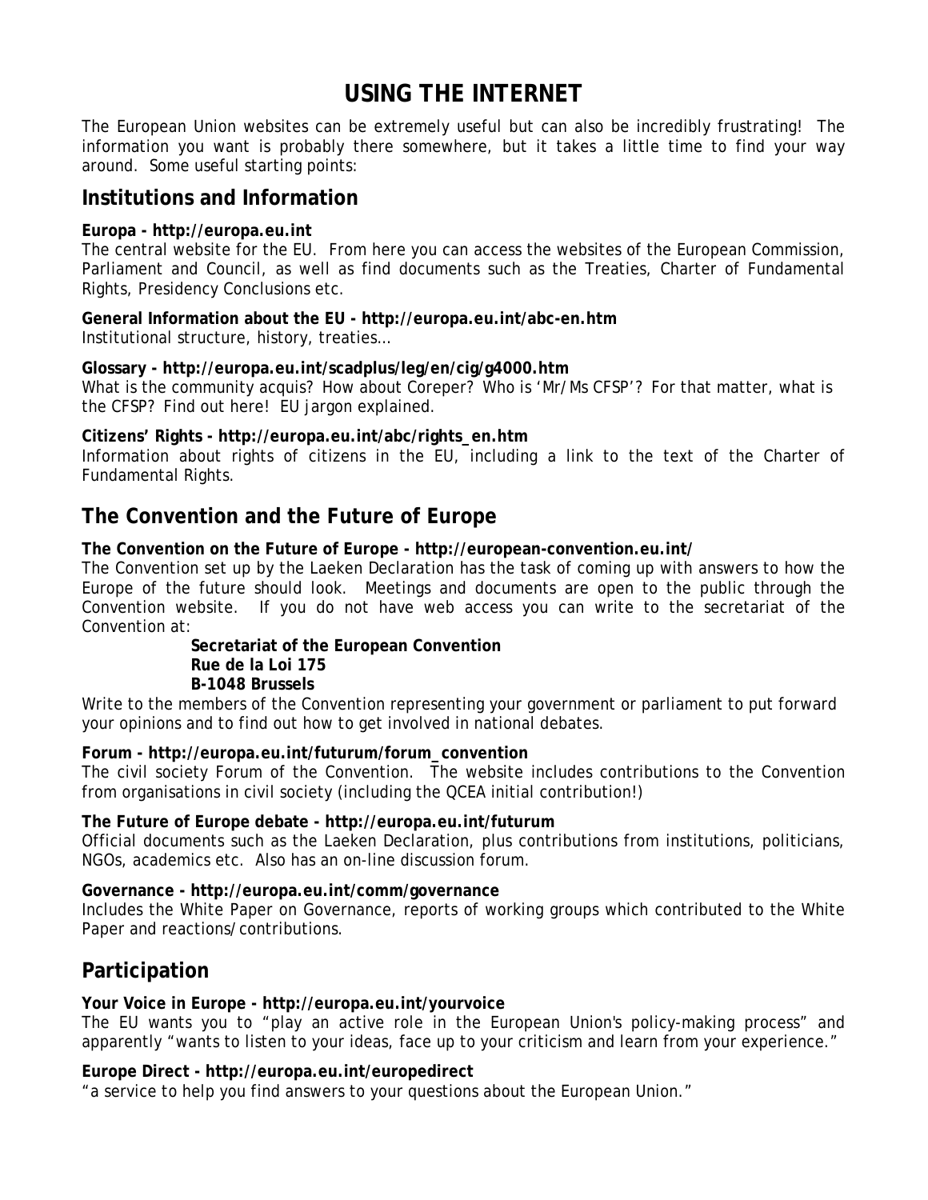# USING THE INTERNET

The European Union websites can be extremely useful but can also be incredibly frustrating! The information you want is probably there somewhere, but it takes a little time to find your way around. Some useful starting points:

## Institutions and Information

**Europa - http://europa.eu.int**
The central website for the EU. From here you can access the websites of the European Commission, Parliament and Council, as well as find documents such as the Treaties, Charter of Fundamental Rights, Presidency Conclusions etc.

**General Information about the EU - http://europa.eu.int/abc-en.htm**
Institutional structure, history, treaties…

**Glossary - http://europa.eu.int/scadplus/leg/en/cig/g4000.htm**
What is the community acquis? How about Coreper? Who is 'Mr/Ms CFSP'? For that matter, what is the CFSP? Find out here! EU jargon explained.

**Citizens' Rights - http://europa.eu.int/abc/rights_en.htm**
Information about rights of citizens in the EU, including a link to the text of the Charter of Fundamental Rights.

## The Convention and the Future of Europe

**The Convention on the Future of Europe - http://european-convention.eu.int/**
The Convention set up by the Laeken Declaration has the task of coming up with answers to how the Europe of the future should look. Meetings and documents are open to the public through the Convention website. If you do not have web access you can write to the secretariat of the Convention at:

**Secretariat of the European Convention**
**Rue de la Loi 175**
**B-1048 Brussels**

Write to the members of the Convention representing your government or parliament to put forward your opinions and to find out how to get involved in national debates.

**Forum - http://europa.eu.int/futurum/forum_convention**
The civil society Forum of the Convention. The website includes contributions to the Convention from organisations in civil society (including the QCEA initial contribution!)

**The Future of Europe debate - http://europa.eu.int/futurum**
Official documents such as the Laeken Declaration, plus contributions from institutions, politicians, NGOs, academics etc. Also has an on-line discussion forum.

**Governance - http://europa.eu.int/comm/governance**
Includes the White Paper on Governance, reports of working groups which contributed to the White Paper and reactions/contributions.

## Participation

**Your Voice in Europe - http://europa.eu.int/yourvoice**
The EU wants you to "play an active role in the European Union's policy-making process" and apparently "wants to listen to your ideas, face up to your criticism and learn from your experience."

**Europe Direct - http://europa.eu.int/europedirect**
"a service to help you find answers to your questions about the European Union."